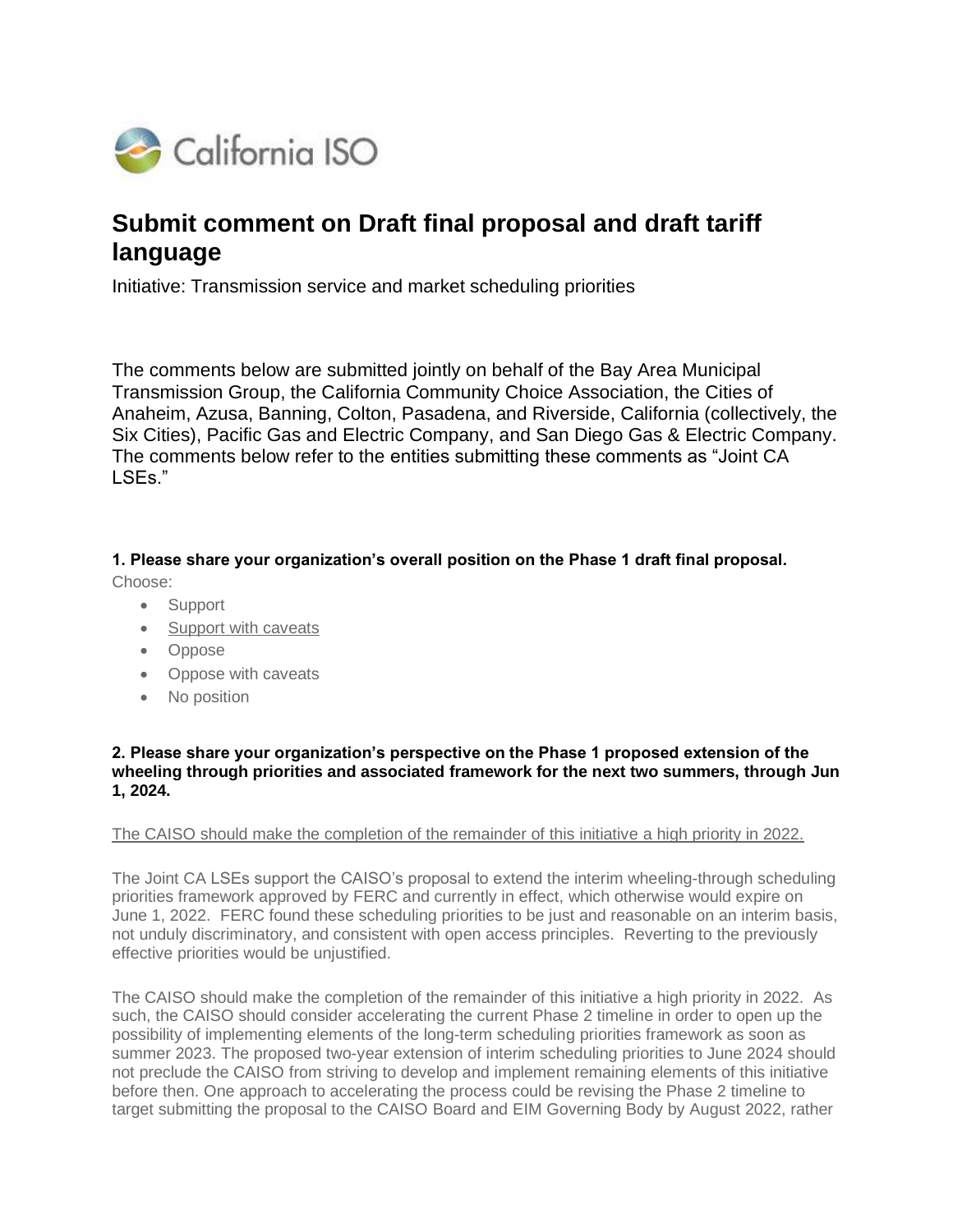# Submit comment on Draft final proposal and draft tariff language

Initiative: Transmission service and market scheduling priorities

The comments below are submitted jointly on behalf of the Bay Area Municipal Transmission Group, the California Community Choice Association, the Cities of Anaheim, Azusa, Banning, Colton, Pasadena, and Riverside, California (collectively, the Six Cities), Pacific Gas and Electric Company, and San Diego Gas & Electric Company. The comments below refer to the entities submitting these comments as "Joint CA LSEs."

**1. Please share your organization's overall position on the Phase 1 draft final proposal.**

Choose:

- Support
- <u>Support with caveats</u>
- Oppose
- Oppose with caveats
- No position

**2. Please share your organization's perspective on the Phase 1 proposed extension of the wheeling through priorities and associated framework for the next two summers, through Jun 1, 2024.**

<u>The CAISO should make the completion of the remainder of this initiative a high priority in 2022.</u>

The Joint CA LSEs support the CAISO's proposal to extend the interim wheeling-through scheduling priorities framework approved by FERC and currently in effect, which otherwise would expire on June 1, 2022. FERC found these scheduling priorities to be just and reasonable on an interim basis, not unduly discriminatory, and consistent with open access principles. Reverting to the previously effective priorities would be unjustified.

The CAISO should make the completion of the remainder of this initiative a high priority in 2022. As such, the CAISO should consider accelerating the current Phase 2 timeline in order to open up the possibility of implementing elements of the long-term scheduling priorities framework as soon as summer 2023. The proposed two-year extension of interim scheduling priorities to June 2024 should not preclude the CAISO from striving to develop and implement remaining elements of this initiative before then. One approach to accelerating the process could be revising the Phase 2 timeline to target submitting the proposal to the CAISO Board and EIM Governing Body by August 2022, rather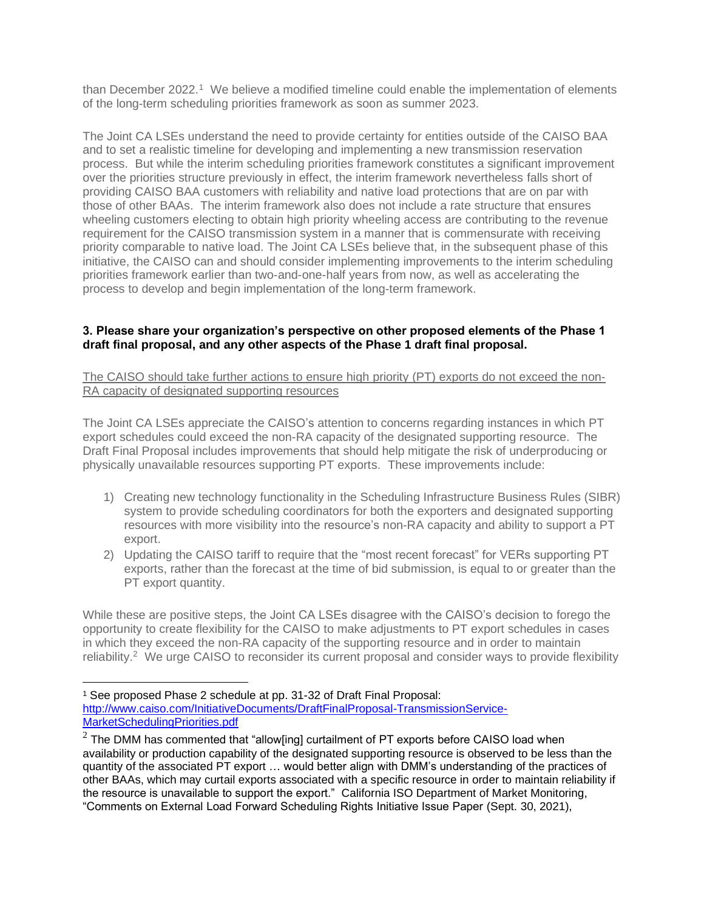than December 2022.[1] We believe a modified timeline could enable the implementation of elements of the long-term scheduling priorities framework as soon as summer 2023.

The Joint CA LSEs understand the need to provide certainty for entities outside of the CAISO BAA and to set a realistic timeline for developing and implementing a new transmission reservation process. But while the interim scheduling priorities framework constitutes a significant improvement over the priorities structure previously in effect, the interim framework nevertheless falls short of providing CAISO BAA customers with reliability and native load protections that are on par with those of other BAAs. The interim framework also does not include a rate structure that ensures wheeling customers electing to obtain high priority wheeling access are contributing to the revenue requirement for the CAISO transmission system in a manner that is commensurate with receiving priority comparable to native load. The Joint CA LSEs believe that, in the subsequent phase of this initiative, the CAISO can and should consider implementing improvements to the interim scheduling priorities framework earlier than two-and-one-half years from now, as well as accelerating the process to develop and begin implementation of the long-term framework.

**3. Please share your organization's perspective on other proposed elements of the Phase 1 draft final proposal, and any other aspects of the Phase 1 draft final proposal.**

<u>The CAISO should take further actions to ensure high priority (PT) exports do not exceed the non-RA capacity of designated supporting resources</u>

The Joint CA LSEs appreciate the CAISO's attention to concerns regarding instances in which PT export schedules could exceed the non-RA capacity of the designated supporting resource. The Draft Final Proposal includes improvements that should help mitigate the risk of underproducing or physically unavailable resources supporting PT exports. These improvements include:

1) Creating new technology functionality in the Scheduling Infrastructure Business Rules (SIBR) system to provide scheduling coordinators for both the exporters and designated supporting resources with more visibility into the resource's non-RA capacity and ability to support a PT export.
2) Updating the CAISO tariff to require that the "most recent forecast" for VERs supporting PT exports, rather than the forecast at the time of bid submission, is equal to or greater than the PT export quantity.

While these are positive steps, the Joint CA LSEs disagree with the CAISO's decision to forego the opportunity to create flexibility for the CAISO to make adjustments to PT export schedules in cases in which they exceed the non-RA capacity of the supporting resource and in order to maintain reliability.[2] We urge CAISO to reconsider its current proposal and consider ways to provide flexibility

---

[1] See proposed Phase 2 schedule at pp. 31-32 of Draft Final Proposal: http://www.caiso.com/InitiativeDocuments/DraftFinalProposal-TransmissionService-MarketSchedulingPriorities.pdf

[2] The DMM has commented that "allow[ing] curtailment of PT exports before CAISO load when availability or production capability of the designated supporting resource is observed to be less than the quantity of the associated PT export … would better align with DMM's understanding of the practices of other BAAs, which may curtail exports associated with a specific resource in order to maintain reliability if the resource is unavailable to support the export." California ISO Department of Market Monitoring, "Comments on External Load Forward Scheduling Rights Initiative Issue Paper (Sept. 30, 2021),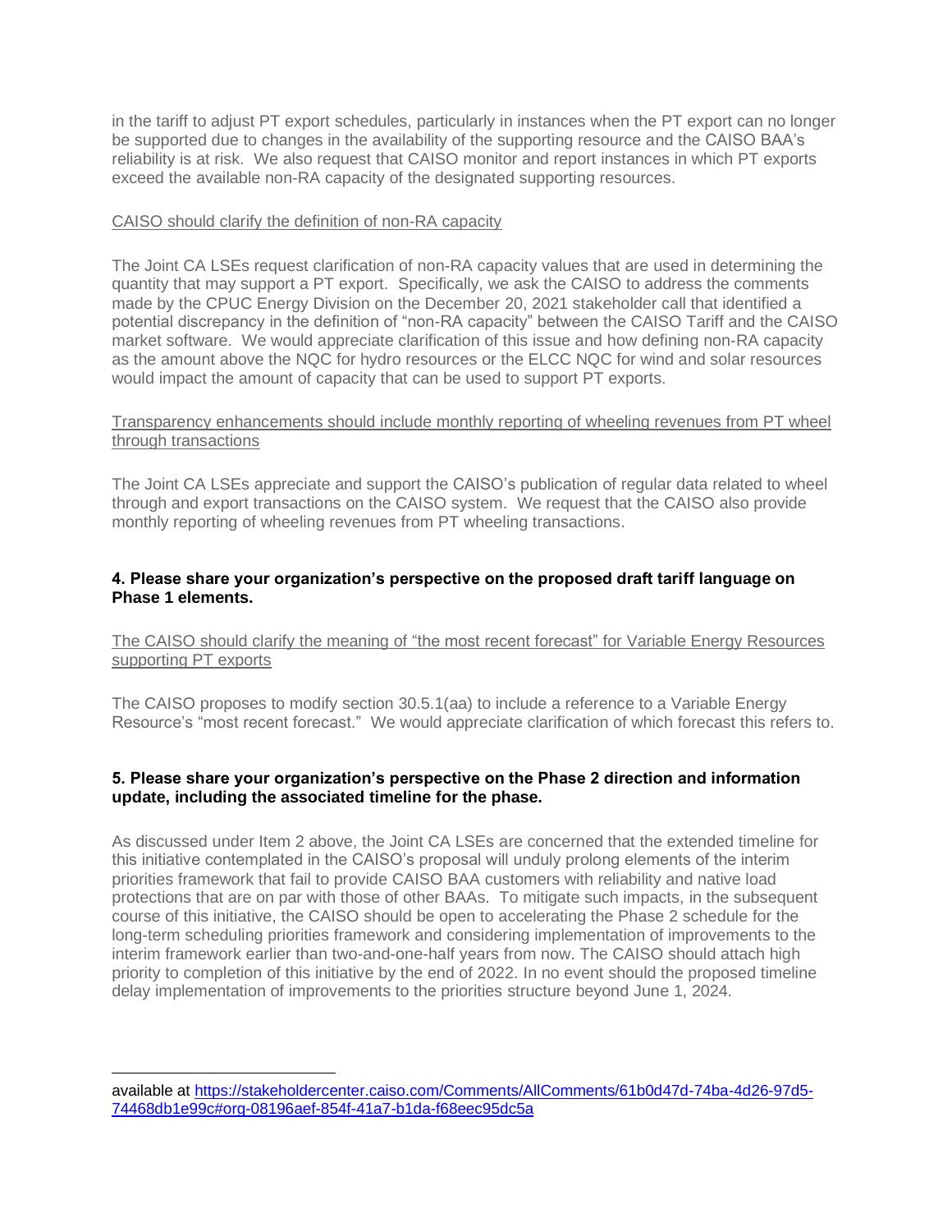in the tariff to adjust PT export schedules, particularly in instances when the PT export can no longer be supported due to changes in the availability of the supporting resource and the CAISO BAA's reliability is at risk. We also request that CAISO monitor and report instances in which PT exports exceed the available non-RA capacity of the designated supporting resources.

CAISO should clarify the definition of non-RA capacity

The Joint CA LSEs request clarification of non-RA capacity values that are used in determining the quantity that may support a PT export. Specifically, we ask the CAISO to address the comments made by the CPUC Energy Division on the December 20, 2021 stakeholder call that identified a potential discrepancy in the definition of "non-RA capacity" between the CAISO Tariff and the CAISO market software. We would appreciate clarification of this issue and how defining non-RA capacity as the amount above the NQC for hydro resources or the ELCC NQC for wind and solar resources would impact the amount of capacity that can be used to support PT exports.

Transparency enhancements should include monthly reporting of wheeling revenues from PT wheel through transactions

The Joint CA LSEs appreciate and support the CAISO's publication of regular data related to wheel through and export transactions on the CAISO system. We request that the CAISO also provide monthly reporting of wheeling revenues from PT wheeling transactions.

**4. Please share your organization's perspective on the proposed draft tariff language on Phase 1 elements.**

The CAISO should clarify the meaning of "the most recent forecast" for Variable Energy Resources supporting PT exports

The CAISO proposes to modify section 30.5.1(aa) to include a reference to a Variable Energy Resource's "most recent forecast." We would appreciate clarification of which forecast this refers to.

**5. Please share your organization's perspective on the Phase 2 direction and information update, including the associated timeline for the phase.**

As discussed under Item 2 above, the Joint CA LSEs are concerned that the extended timeline for this initiative contemplated in the CAISO's proposal will unduly prolong elements of the interim priorities framework that fail to provide CAISO BAA customers with reliability and native load protections that are on par with those of other BAAs. To mitigate such impacts, in the subsequent course of this initiative, the CAISO should be open to accelerating the Phase 2 schedule for the long-term scheduling priorities framework and considering implementation of improvements to the interim framework earlier than two-and-one-half years from now. The CAISO should attach high priority to completion of this initiative by the end of 2022. In no event should the proposed timeline delay implementation of improvements to the priorities structure beyond June 1, 2024.

---

available at https://stakeholdercenter.caiso.com/Comments/AllComments/61b0d47d-74ba-4d26-97d5-74468db1e99c#org-08196aef-854f-41a7-b1da-f68eec95dc5a